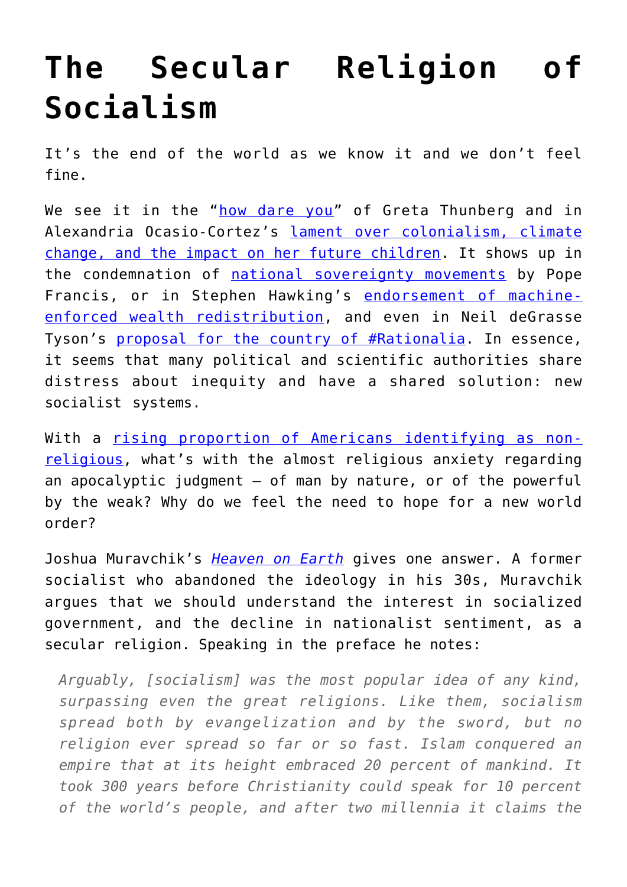# The Secular Religion of Socialism

It's the end of the world as we know it and we don't feel fine.

We see it in the "how dare you" of Greta Thunberg and in Alexandria Ocasio-Cortez's lament over colonialism, climate change, and the impact on her future children. It shows up in the condemnation of national sovereignty movements by Pope Francis, or in Stephen Hawking's endorsement of machine-enforced wealth redistribution, and even in Neil deGrasse Tyson's proposal for the country of #Rationalia. In essence, it seems that many political and scientific authorities share distress about inequity and have a shared solution: new socialist systems.

With a rising proportion of Americans identifying as non-religious, what's with the almost religious anxiety regarding an apocalyptic judgment – of man by nature, or of the powerful by the weak? Why do we feel the need to hope for a new world order?

Joshua Muravchik's *Heaven on Earth* gives one answer. A former socialist who abandoned the ideology in his 30s, Muravchik argues that we should understand the interest in socialized government, and the decline in nationalist sentiment, as a secular religion. Speaking in the preface he notes:

> *Arguably, [socialism] was the most popular idea of any kind, surpassing even the great religions. Like them, socialism spread both by evangelization and by the sword, but no religion ever spread so far or so fast. Islam conquered an empire that at its height embraced 20 percent of mankind. It took 300 years before Christianity could speak for 10 percent of the world's people, and after two millennia it claims the*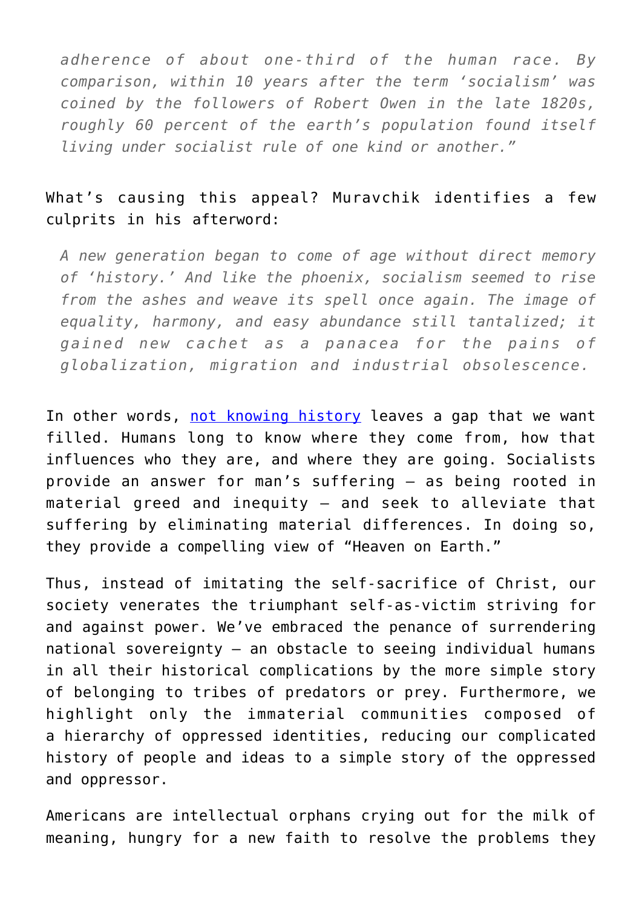> *adherence of about one-third of the human race. By comparison, within 10 years after the term 'socialism' was coined by the followers of Robert Owen in the late 1820s, roughly 60 percent of the earth's population found itself living under socialist rule of one kind or another."*

What's causing this appeal? Muravchik identifies a few culprits in his afterword:

> *A new generation began to come of age without direct memory of 'history.' And like the phoenix, socialism seemed to rise from the ashes and weave its spell once again. The image of equality, harmony, and easy abundance still tantalized; it gained new cachet as a panacea for the pains of globalization, migration and industrial obsolescence.*

In other words, [not knowing history] leaves a gap that we want filled. Humans long to know where they come from, how that influences who they are, and where they are going. Socialists provide an answer for man's suffering – as being rooted in material greed and inequity – and seek to alleviate that suffering by eliminating material differences. In doing so, they provide a compelling view of "Heaven on Earth."

Thus, instead of imitating the self-sacrifice of Christ, our society venerates the triumphant self-as-victim striving for and against power. We've embraced the penance of surrendering national sovereignty – an obstacle to seeing individual humans in all their historical complications by the more simple story of belonging to tribes of predators or prey. Furthermore, we highlight only the immaterial communities composed of a hierarchy of oppressed identities, reducing our complicated history of people and ideas to a simple story of the oppressed and oppressor.

Americans are intellectual orphans crying out for the milk of meaning, hungry for a new faith to resolve the problems they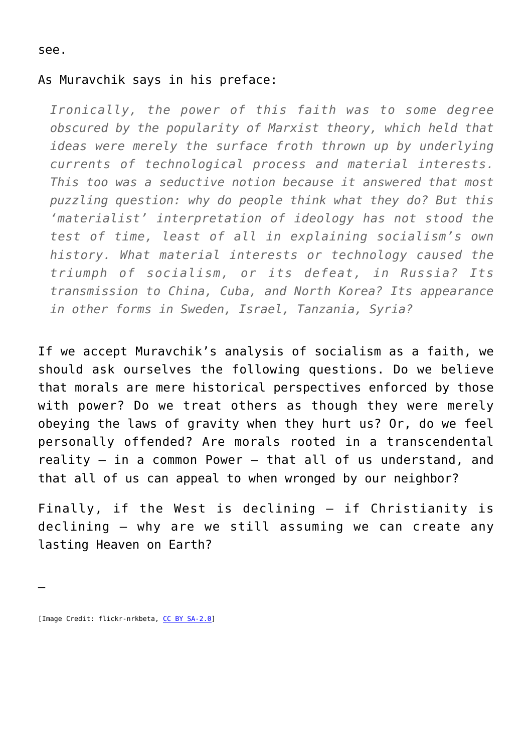see.

As Muravchik says in his preface:

> *Ironically, the power of this faith was to some degree obscured by the popularity of Marxist theory, which held that ideas were merely the surface froth thrown up by underlying currents of technological process and material interests. This too was a seductive notion because it answered that most puzzling question: why do people think what they do? But this 'materialist' interpretation of ideology has not stood the test of time, least of all in explaining socialism's own history. What material interests or technology caused the triumph of socialism, or its defeat, in Russia? Its transmission to China, Cuba, and North Korea? Its appearance in other forms in Sweden, Israel, Tanzania, Syria?*

If we accept Muravchik's analysis of socialism as a faith, we should ask ourselves the following questions. Do we believe that morals are mere historical perspectives enforced by those with power? Do we treat others as though they were merely obeying the laws of gravity when they hurt us? Or, do we feel personally offended? Are morals rooted in a transcendental reality – in a common Power – that all of us understand, and that all of us can appeal to when wronged by our neighbor?

Finally, if the West is declining – if Christianity is declining – why are we still assuming we can create any lasting Heaven on Earth?

—

[Image Credit: flickr-nrkbeta, CC BY SA-2.0]